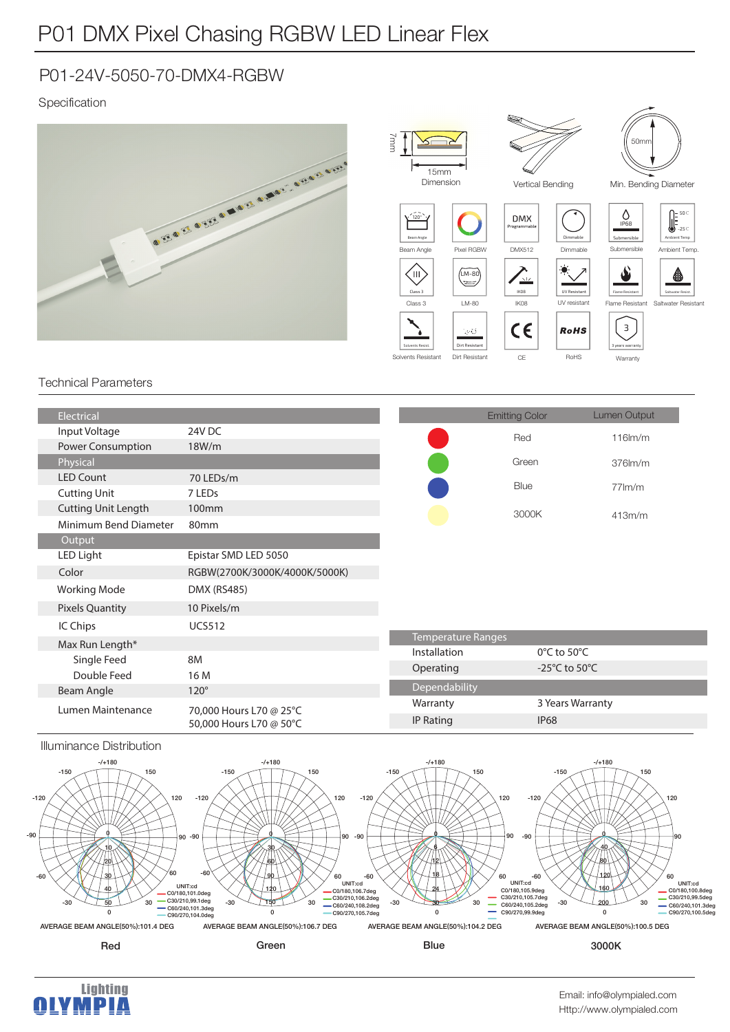# P01 DMX Pixel Chasing RGBW LED Linear Flex

## P01-24V-5050-70-DMX4-RGBW

### Specification

7mm
15mm
Dimension

Vertical Bending

50mm
Min. Bending Diameter

Beam Angle | Pixel RGBW | DMX512 | Dimmable | Submersible | Ambient Temp.

Class 3 | LM-80 | IK08 | UV resistant | Flame Resistant | Saltwater Resistant

Solvents Resistant | Dirt Resistant | CE | RoHS | Warranty

### Technical Parameters

| Electrical | |
|---|---|
| Input Voltage | 24V DC |
| Power Consumption | 18W/m |
| **Physical** | |
| LED Count | 70 LEDs/m |
| Cutting Unit | 7 LEDs |
| Cutting Unit Length | 100mm |
| Minimum Bend Diameter | 80mm |
| **Output** | |
| LED Light | Epistar SMD LED 5050 |
| Color | RGBW(2700K/3000K/4000K/5000K) |
| Working Mode | DMX (RS485) |
| Pixels Quantity | 10 Pixels/m |
| IC Chips | UCS512 |
| Max Run Length* | |
| Single Feed | 8M |
| Double Feed | 16 M |
| Beam Angle | 120° |
| Lumen Maintenance | 70,000 Hours L70 @ 25°C<br>50,000 Hours L70 @ 50°C |

| Emitting Color | Lumen Output |
|---|---|
| Red | 116lm/m |
| Green | 376lm/m |
| Blue | 77lm/m |
| 3000K | 413m/m |

| Temperature Ranges | |
|---|---|
| Installation | 0°C to 50°C |
| Operating | -25°C to 50°C |
| **Dependability** | |
| Warranty | 3 Years Warranty |
| IP Rating | IP68 |

### Illuminance Distribution

**Red**
UNIT:cd
C0/180,101.0deg
C30/210,99.1deg
C60/240,101.3deg
C90/270,104.0deg
AVERAGE BEAM ANGLE(50%):101.4 DEG

**Green**
UNIT:cd
C0/180,106.7deg
C30/210,106.2deg
C60/240,108.2deg
C90/270,105.7deg
AVERAGE BEAM ANGLE(50%):106.7 DEG

**Blue**
UNIT:cd
C0/180,105.9deg
C30/210,105.7deg
C60/240,105.2deg
C90/270,99.9deg
AVERAGE BEAM ANGLE(50%):104.2 DEG

**3000K**
UNIT:cd
C0/180,100.8deg
C30/210,99.5deg
C60/240,101.3deg
C90/270,100.5deg
AVERAGE BEAM ANGLE(50%):100.5 DEG

Lighting OLYMPIA

Email: info@olympialed.com
Http://www.olympialed.com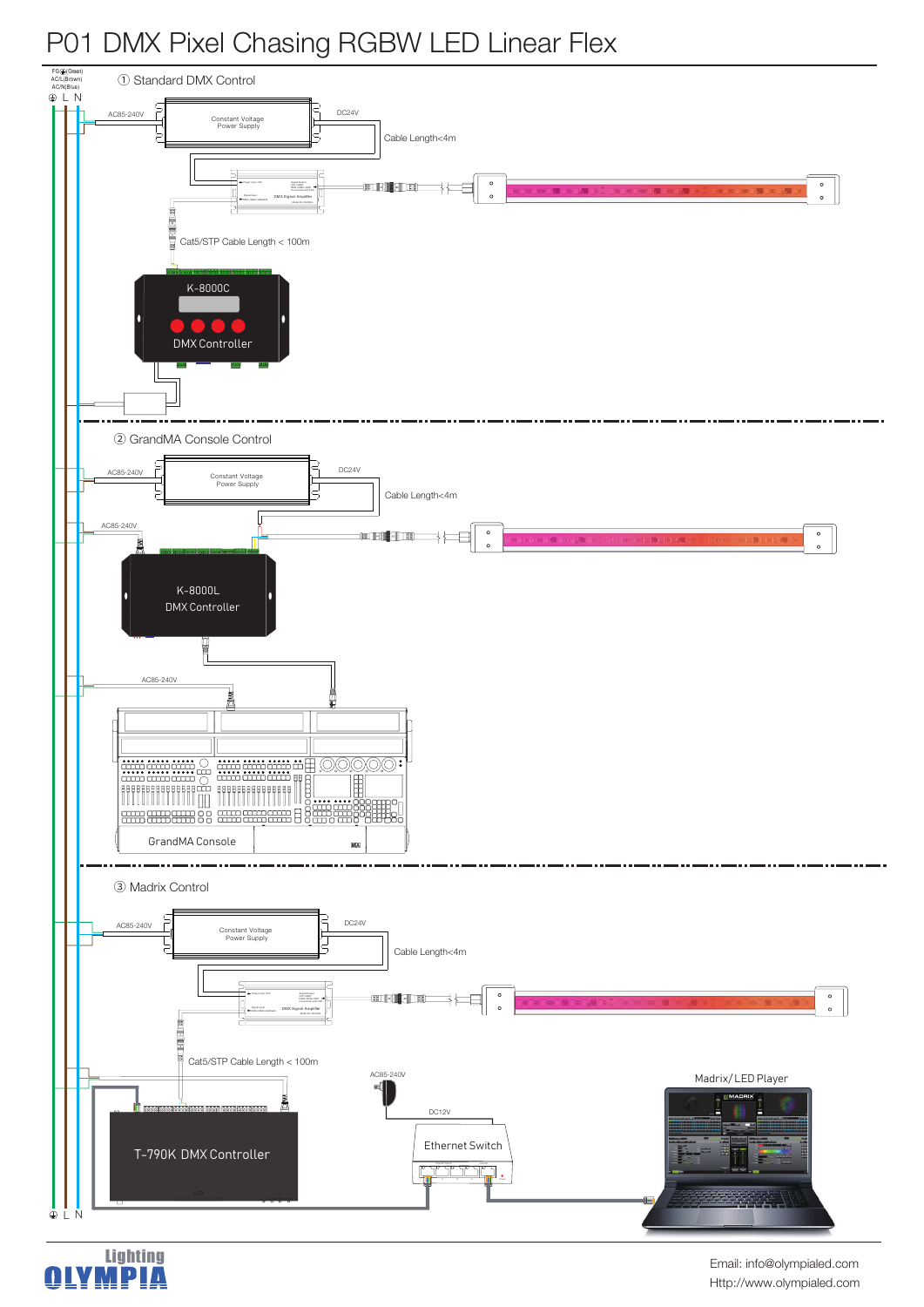# P01 DMX Pixel Chasing RGBW LED Linear Flex

FG(⏚)(Green)
AC/L(Brown)
AC/N(Blue)

⏚ L N

① Standard DMX Control

AC85-240V

Constant Voltage Power Supply

DC24V

Cable Length<4m

DMX Signal Amplifier

Cat5/STP Cable Length < 100m

K-8000C

DMX Controller

② GrandMA Console Control

AC85-240V

Constant Voltage Power Supply

DC24V

Cable Length<4m

AC85-240V

K-8000L
DMX Controller

AC85-240V

GrandMA Console

③ Madrix Control

AC85-240V

Constant Voltage Power Supply

DC24V

Cable Length<4m

DMX Signal Amplifier

Cat5/STP Cable Length < 100m

AC85-240V

DC12V

Ethernet Switch

Madrix/LED Player

T-790K DMX Controller

⏚ L N

Lighting OLYMPIA

Email: info@olympialed.com
Http://www.olympialed.com